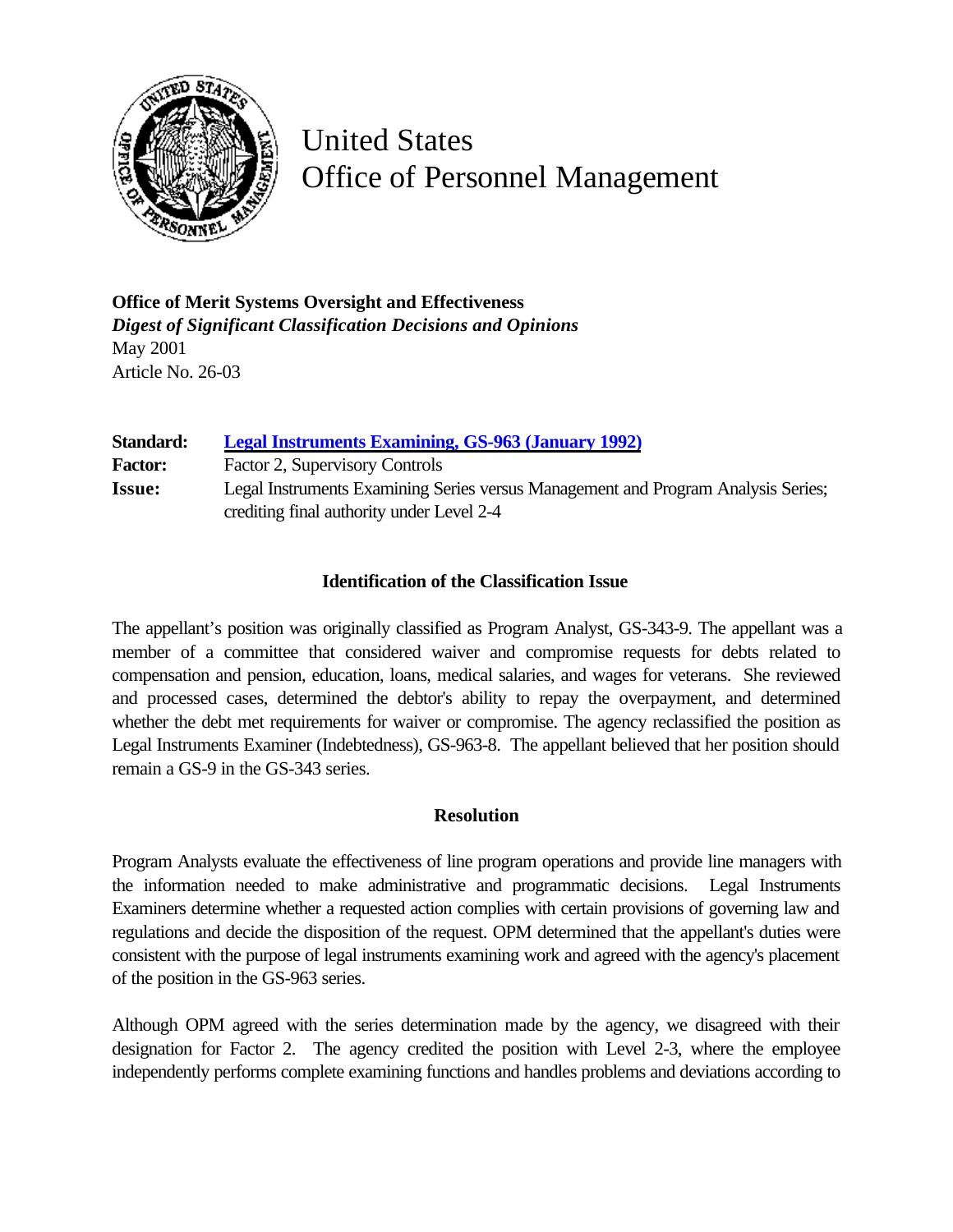# United States
# Office of Personnel Management

**Office of Merit Systems Oversight and Effectiveness**
*Digest of Significant Classification Decisions and Opinions*
May 2001
Article No. 26-03

**Standard:** [Legal Instruments Examining, GS-963 (January 1992)]()
**Factor:** Factor 2, Supervisory Controls
**Issue:** Legal Instruments Examining Series versus Management and Program Analysis Series; crediting final authority under Level 2-4

### Identification of the Classification Issue

The appellant's position was originally classified as Program Analyst, GS-343-9. The appellant was a member of a committee that considered waiver and compromise requests for debts related to compensation and pension, education, loans, medical salaries, and wages for veterans. She reviewed and processed cases, determined the debtor's ability to repay the overpayment, and determined whether the debt met requirements for waiver or compromise. The agency reclassified the position as Legal Instruments Examiner (Indebtedness), GS-963-8. The appellant believed that her position should remain a GS-9 in the GS-343 series.

### Resolution

Program Analysts evaluate the effectiveness of line program operations and provide line managers with the information needed to make administrative and programmatic decisions. Legal Instruments Examiners determine whether a requested action complies with certain provisions of governing law and regulations and decide the disposition of the request. OPM determined that the appellant's duties were consistent with the purpose of legal instruments examining work and agreed with the agency's placement of the position in the GS-963 series.

Although OPM agreed with the series determination made by the agency, we disagreed with their designation for Factor 2. The agency credited the position with Level 2-3, where the employee independently performs complete examining functions and handles problems and deviations according to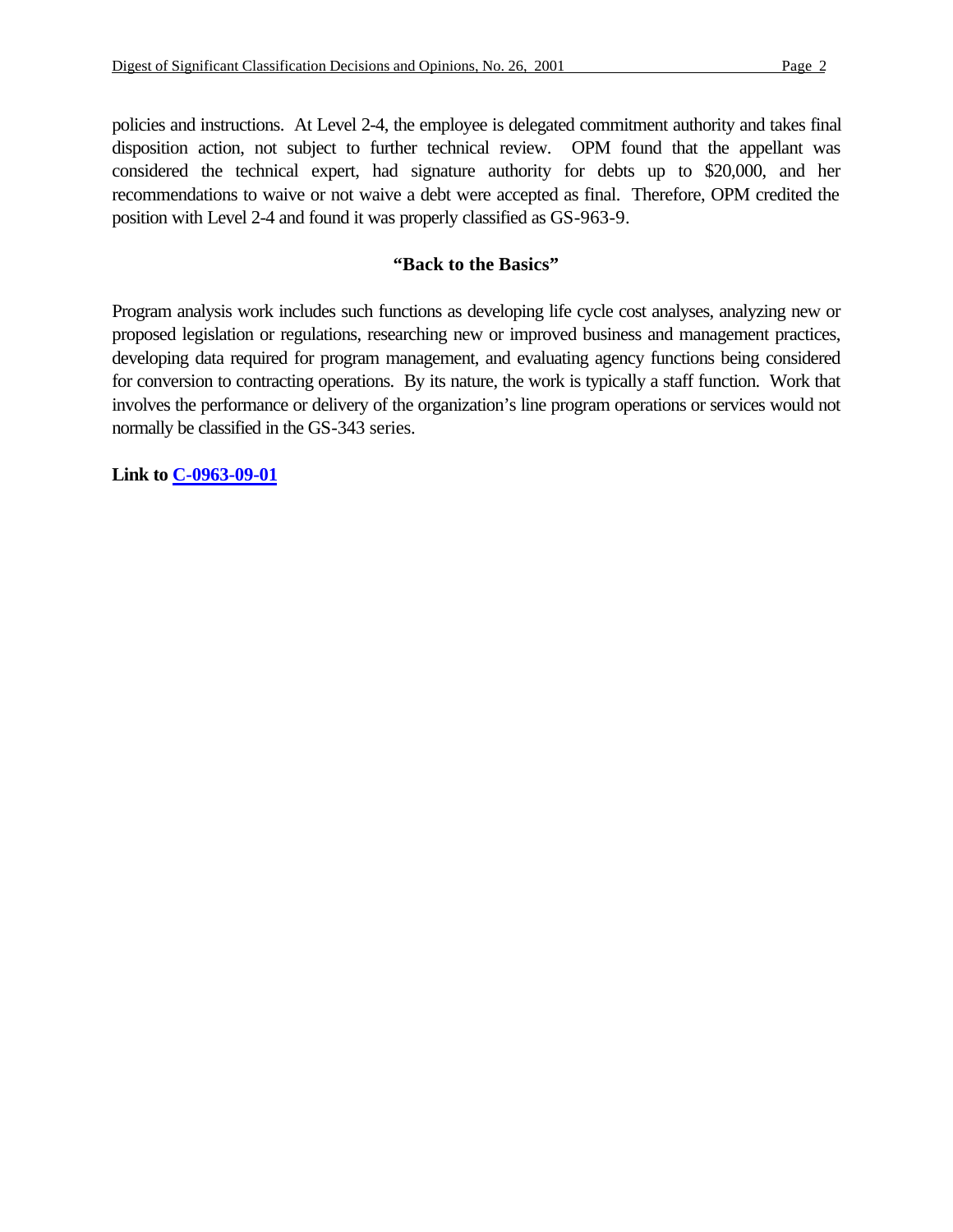policies and instructions. At Level 2-4, the employee is delegated commitment authority and takes final disposition action, not subject to further technical review. OPM found that the appellant was considered the technical expert, had signature authority for debts up to $20,000, and her recommendations to waive or not waive a debt were accepted as final. Therefore, OPM credited the position with Level 2-4 and found it was properly classified as GS-963-9.

### "Back to the Basics"

Program analysis work includes such functions as developing life cycle cost analyses, analyzing new or proposed legislation or regulations, researching new or improved business and management practices, developing data required for program management, and evaluating agency functions being considered for conversion to contracting operations. By its nature, the work is typically a staff function. Work that involves the performance or delivery of the organization's line program operations or services would not normally be classified in the GS-343 series.

**Link to C-0963-09-01**